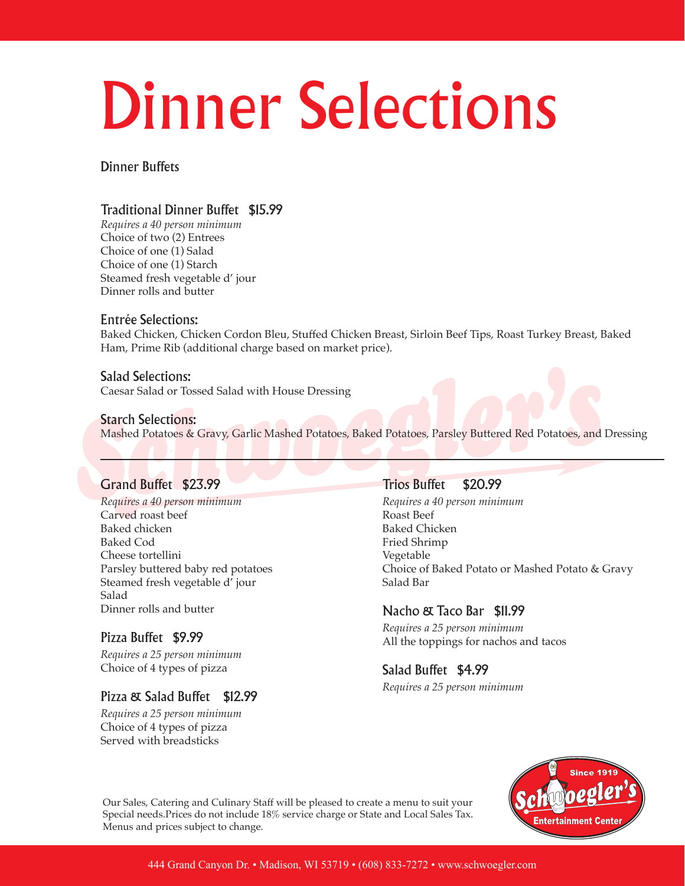# Dinner Selections

## Dinner Buffets

### Traditional Dinner Buffet $15.99

*Requires a 40 person minimum*
Choice of two (2) Entrees
Choice of one (1) Salad
Choice of one (1) Starch
Steamed fresh vegetable d' jour
Dinner rolls and butter

### Entrée Selections:

Baked Chicken, Chicken Cordon Bleu, Stuffed Chicken Breast, Sirloin Beef Tips, Roast Turkey Breast, Baked Ham, Prime Rib (additional charge based on market price).

### Salad Selections:

Caesar Salad or Tossed Salad with House Dressing

### Starch Selections:

Mashed Potatoes & Gravy, Garlic Mashed Potatoes, Baked Potatoes, Parsley Buttered Red Potatoes, and Dressing

---

### Grand Buffet $23.99

*Requires a 40 person minimum*
Carved roast beef
Baked chicken
Baked Cod
Cheese tortellini
Parsley buttered baby red potatoes
Steamed fresh vegetable d' jour
Salad
Dinner rolls and butter

### Pizza Buffet $9.99

*Requires a 25 person minimum*
Choice of 4 types of pizza

### Pizza & Salad Buffet $12.99

*Requires a 25 person minimum*
Choice of 4 types of pizza
Served with breadsticks

### Trios Buffet $20.99

*Requires a 40 person minimum*
Roast Beef
Baked Chicken
Fried Shrimp
Vegetable
Choice of Baked Potato or Mashed Potato & Gravy
Salad Bar

### Nacho & Taco Bar $11.99

*Requires a 25 person minimum*
All the toppings for nachos and tacos

### Salad Buffet $4.99

*Requires a 25 person minimum*

Our Sales, Catering and Culinary Staff will be pleased to create a menu to suit your Special needs.Prices do not include 18% service charge or State and Local Sales Tax. Menus and prices subject to change.

Since 1919 Schwoegler's Entertainment Center

444 Grand Canyon Dr. • Madison, WI 53719 • (608) 833-7272 • www.schwoegler.com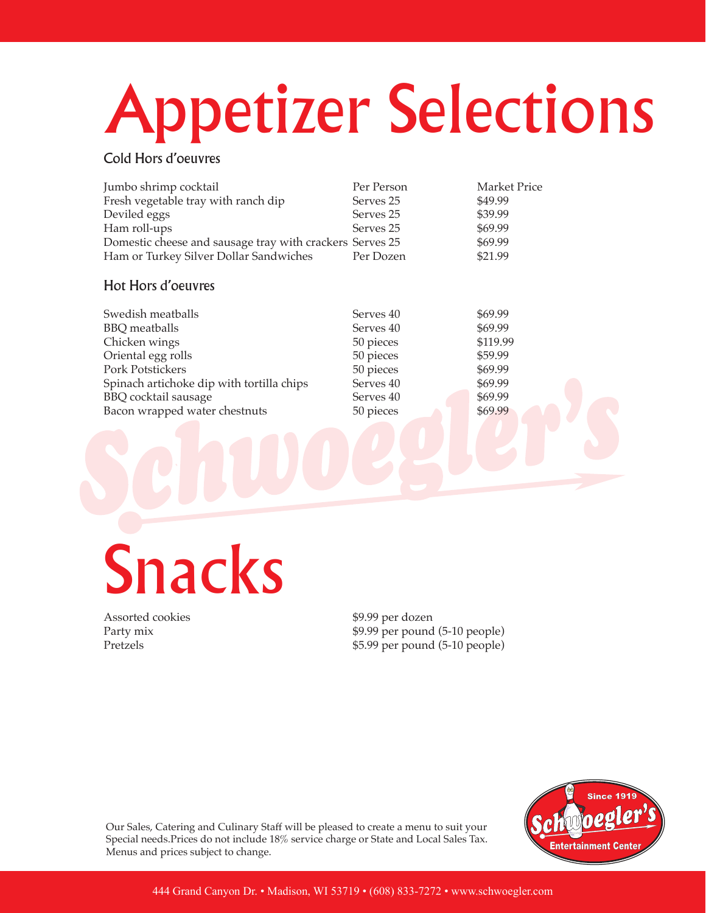# Appetizer Selections

## Cold Hors d'oeuvres

| | | |
|---|---|---|
| Jumbo shrimp cocktail | Per Person | Market Price |
| Fresh vegetable tray with ranch dip | Serves 25 | $49.99 |
| Deviled eggs | Serves 25 | $39.99 |
| Ham roll-ups | Serves 25 | $69.99 |
| Domestic cheese and sausage tray with crackers | Serves 25 | $69.99 |
| Ham or Turkey Silver Dollar Sandwiches | Per Dozen | $21.99 |

## Hot Hors d'oeuvres

| | | |
|---|---|---|
| Swedish meatballs | Serves 40 | $69.99 |
| BBQ meatballs | Serves 40 | $69.99 |
| Chicken wings | 50 pieces | $119.99 |
| Oriental egg rolls | 50 pieces | $59.99 |
| Pork Potstickers | 50 pieces | $69.99 |
| Spinach artichoke dip with tortilla chips | Serves 40 | $69.99 |
| BBQ cocktail sausage | Serves 40 | $69.99 |
| Bacon wrapped water chestnuts | 50 pieces | $69.99 |

# Snacks

| | |
|---|---|
| Assorted cookies | $9.99 per dozen |
| Party mix | $9.99 per pound (5-10 people) |
| Pretzels | $5.99 per pound (5-10 people) |

Our Sales, Catering and Culinary Staff will be pleased to create a menu to suit your Special needs.Prices do not include 18% service charge or State and Local Sales Tax. Menus and prices subject to change.

Since 1919 Schwoegler's Entertainment Center

444 Grand Canyon Dr. • Madison, WI 53719 • (608) 833-7272 • www.schwoegler.com